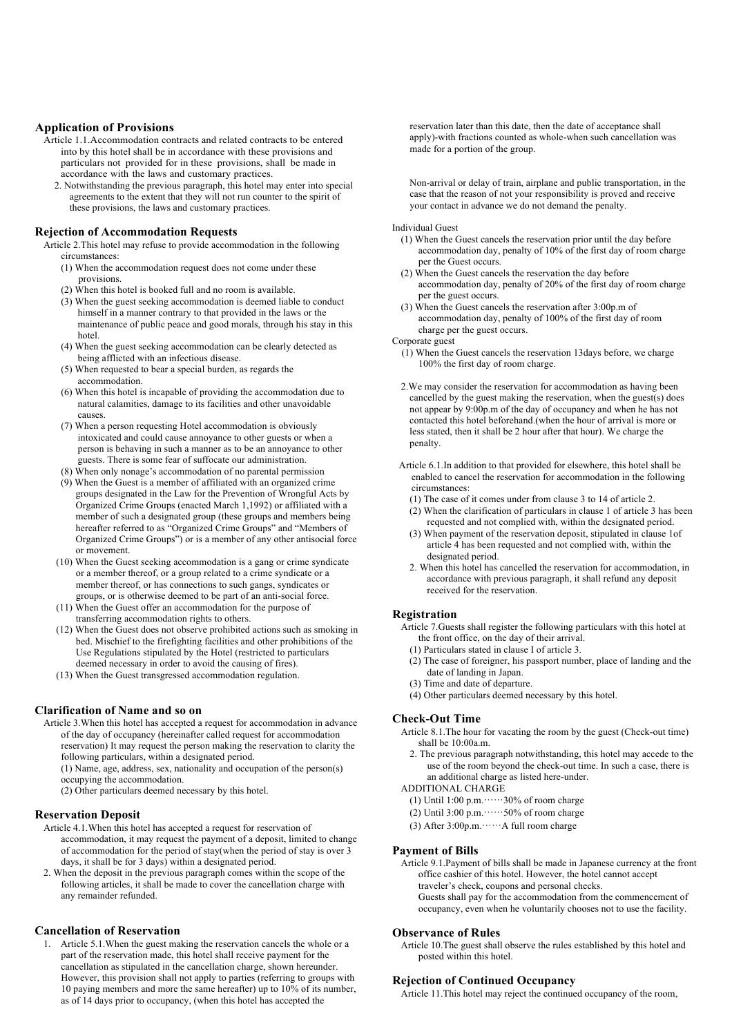## Application of Provisions

Article 1.1.Accommodation contracts and related contracts to be entered into by this hotel shall be in accordance with these provisions and particulars not provided for in these provisions, shall be made in accordance with the laws and customary practices.

2. Notwithstanding the previous paragraph, this hotel may enter into special agreements to the extent that they will not run counter to the spirit of these provisions, the laws and customary practices.

## Rejection of Accommodation Requests

Article 2.This hotel may refuse to provide accommodation in the following circumstances:

(1) When the accommodation request does not come under these provisions.

(2) When this hotel is booked full and no room is available.

(3) When the guest seeking accommodation is deemed liable to conduct himself in a manner contrary to that provided in the laws or the maintenance of public peace and good morals, through his stay in this hotel.

(4) When the guest seeking accommodation can be clearly detected as being afflicted with an infectious disease.

(5) When requested to bear a special burden, as regards the accommodation.

(6) When this hotel is incapable of providing the accommodation due to natural calamities, damage to its facilities and other unavoidable causes.

(7) When a person requesting Hotel accommodation is obviously intoxicated and could cause annoyance to other guests or when a person is behaving in such a manner as to be an annoyance to other guests. There is some fear of suffocate our administration.

(8) When only nonage's accommodation of no parental permission

(9) When the Guest is a member of affiliated with an organized crime groups designated in the Law for the Prevention of Wrongful Acts by Organized Crime Groups (enacted March 1,1992) or affiliated with a member of such a designated group (these groups and members being hereafter referred to as "Organized Crime Groups" and "Members of Organized Crime Groups") or is a member of any other antisocial force or movement.

(10) When the Guest seeking accommodation is a gang or crime syndicate or a member thereof, or a group related to a crime syndicate or a member thereof, or has connections to such gangs, syndicates or groups, or is otherwise deemed to be part of an anti-social force.

(11) When the Guest offer an accommodation for the purpose of transferring accommodation rights to others.

(12) When the Guest does not observe prohibited actions such as smoking in bed. Mischief to the firefighting facilities and other prohibitions of the Use Regulations stipulated by the Hotel (restricted to particulars deemed necessary in order to avoid the causing of fires).

(13) When the Guest transgressed accommodation regulation.

## Clarification of Name and so on

Article 3.When this hotel has accepted a request for accommodation in advance of the day of occupancy (hereinafter called request for accommodation reservation) It may request the person making the reservation to clarity the following particulars, within a designated period.

(1) Name, age, address, sex, nationality and occupation of the person(s) occupying the accommodation.

(2) Other particulars deemed necessary by this hotel.

## Reservation Deposit

Article 4.1.When this hotel has accepted a request for reservation of accommodation, it may request the payment of a deposit, limited to change of accommodation for the period of stay(when the period of stay is over 3 days, it shall be for 3 days) within a designated period.

2. When the deposit in the previous paragraph comes within the scope of the following articles, it shall be made to cover the cancellation charge with any remainder refunded.

## Cancellation of Reservation

1. Article 5.1.When the guest making the reservation cancels the whole or a part of the reservation made, this hotel shall receive payment for the cancellation as stipulated in the cancellation charge, shown hereunder. However, this provision shall not apply to parties (referring to groups with 10 paying members and more the same hereafter) up to 10% of its number, as of 14 days prior to occupancy, (when this hotel has accepted the reservation later than this date, then the date of acceptance shall apply)-with fractions counted as whole-when such cancellation was made for a portion of the group.

Non-arrival or delay of train, airplane and public transportation, in the case that the reason of not your responsibility is proved and receive your contact in advance we do not demand the penalty.

Individual Guest

(1) When the Guest cancels the reservation prior until the day before accommodation day, penalty of 10% of the first day of room charge per the Guest occurs.

(2) When the Guest cancels the reservation the day before accommodation day, penalty of 20% of the first day of room charge per the guest occurs.

(3) When the Guest cancels the reservation after 3:00p.m of accommodation day, penalty of 100% of the first day of room charge per the guest occurs.

Corporate guest

(1) When the Guest cancels the reservation 13days before, we charge 100% the first day of room charge.

2.We may consider the reservation for accommodation as having been cancelled by the guest making the reservation, when the guest(s) does not appear by 9:00p.m of the day of occupancy and when he has not contacted this hotel beforehand.(when the hour of arrival is more or less stated, then it shall be 2 hour after that hour). We charge the penalty.

Article 6.1.In addition to that provided for elsewhere, this hotel shall be enabled to cancel the reservation for accommodation in the following circumstances:

(1) The case of it comes under from clause 3 to 14 of article 2.

(2) When the clarification of particulars in clause 1 of article 3 has been requested and not complied with, within the designated period.

(3) When payment of the reservation deposit, stipulated in clause 1of article 4 has been requested and not complied with, within the designated period.

2. When this hotel has cancelled the reservation for accommodation, in accordance with previous paragraph, it shall refund any deposit received for the reservation.

## Registration

Article 7.Guests shall register the following particulars with this hotel at the front office, on the day of their arrival.

(1) Particulars stated in clause I of article 3.

(2) The case of foreigner, his passport number, place of landing and the date of landing in Japan.

(3) Time and date of departure.

(4) Other particulars deemed necessary by this hotel.

## Check-Out Time

Article 8.1.The hour for vacating the room by the guest (Check-out time) shall be 10:00a.m.

2. The previous paragraph notwithstanding, this hotel may accede to the use of the room beyond the check-out time. In such a case, there is an additional charge as listed here-under.

ADDITIONAL CHARGE

(1) Until 1:00 p.m.……30% of room charge

(2) Until 3:00 p.m.……50% of room charge

(3) After 3:00p.m.……A full room charge

## Payment of Bills

Article 9.1.Payment of bills shall be made in Japanese currency at the front office cashier of this hotel. However, the hotel cannot accept traveler's check, coupons and personal checks.

Guests shall pay for the accommodation from the commencement of occupancy, even when he voluntarily chooses not to use the facility.

## Observance of Rules

Article 10.The guest shall observe the rules established by this hotel and posted within this hotel.

## Rejection of Continued Occupancy

Article 11.This hotel may reject the continued occupancy of the room,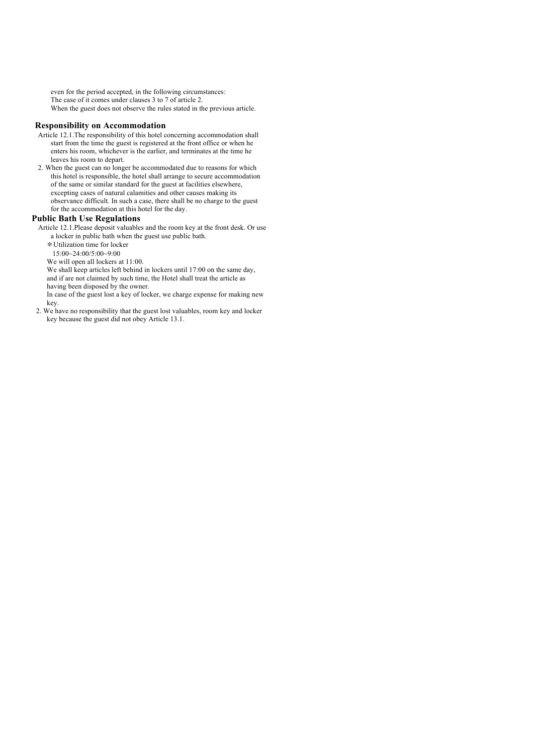even for the period accepted, in the following circumstances:

The case of it comes under clauses 3 to 7 of article 2.

When the guest does not observe the rules stated in the previous article.

## Responsibility on Accommodation

Article 12.1.The responsibility of this hotel concerning accommodation shall start from the time the guest is registered at the front office or when he enters his room, whichever is the earlier, and terminates at the time he leaves his room to depart.

2. When the guest can no longer be accommodated due to reasons for which this hotel is responsible, the hotel shall arrange to secure accommodation of the same or similar standard for the guest at facilities elsewhere, excepting cases of natural calamities and other causes making its observance difficult. In such a case, there shall be no charge to the guest for the accommodation at this hotel for the day.

## Public Bath Use Regulations

Article 12.1.Please deposit valuables and the room key at the front desk. Or use a locker in public bath when the guest use public bath.

＊Utilization time for locker

15:00~24:00/5:00~9:00

We will open all lockers at 11:00.

We shall keep articles left behind in lockers until 17:00 on the same day, and if are not claimed by such time, the Hotel shall treat the article as having been disposed by the owner.

In case of the guest lost a key of locker, we charge expense for making new key.

2. We have no responsibility that the guest lost valuables, room key and locker key because the guest did not obey Article 13.1.